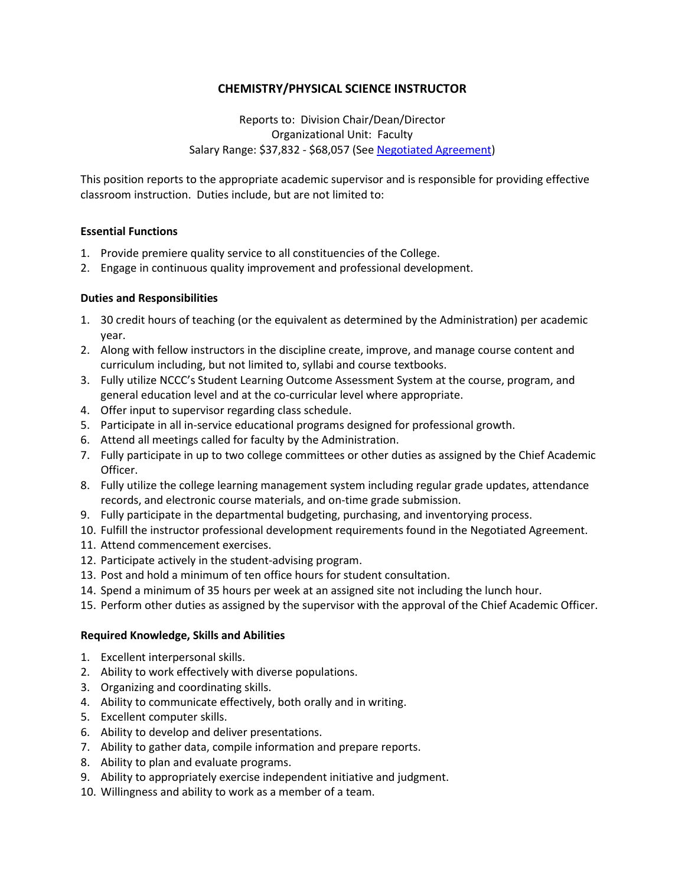# CHEMISTRY/PHYSICAL SCIENCE INSTRUCTOR

Reports to: Division Chair/Dean/Director
Organizational Unit: Faculty
Salary Range: $37,832 - $68,057 (See [Negotiated Agreement])

This position reports to the appropriate academic supervisor and is responsible for providing effective classroom instruction. Duties include, but are not limited to:

**Essential Functions**

1. Provide premiere quality service to all constituencies of the College.
2. Engage in continuous quality improvement and professional development.

**Duties and Responsibilities**

1. 30 credit hours of teaching (or the equivalent as determined by the Administration) per academic year.
2. Along with fellow instructors in the discipline create, improve, and manage course content and curriculum including, but not limited to, syllabi and course textbooks.
3. Fully utilize NCCC's Student Learning Outcome Assessment System at the course, program, and general education level and at the co-curricular level where appropriate.
4. Offer input to supervisor regarding class schedule.
5. Participate in all in-service educational programs designed for professional growth.
6. Attend all meetings called for faculty by the Administration.
7. Fully participate in up to two college committees or other duties as assigned by the Chief Academic Officer.
8. Fully utilize the college learning management system including regular grade updates, attendance records, and electronic course materials, and on-time grade submission.
9. Fully participate in the departmental budgeting, purchasing, and inventorying process.
10. Fulfill the instructor professional development requirements found in the Negotiated Agreement.
11. Attend commencement exercises.
12. Participate actively in the student-advising program.
13. Post and hold a minimum of ten office hours for student consultation.
14. Spend a minimum of 35 hours per week at an assigned site not including the lunch hour.
15. Perform other duties as assigned by the supervisor with the approval of the Chief Academic Officer.

**Required Knowledge, Skills and Abilities**

1. Excellent interpersonal skills.
2. Ability to work effectively with diverse populations.
3. Organizing and coordinating skills.
4. Ability to communicate effectively, both orally and in writing.
5. Excellent computer skills.
6. Ability to develop and deliver presentations.
7. Ability to gather data, compile information and prepare reports.
8. Ability to plan and evaluate programs.
9. Ability to appropriately exercise independent initiative and judgment.
10. Willingness and ability to work as a member of a team.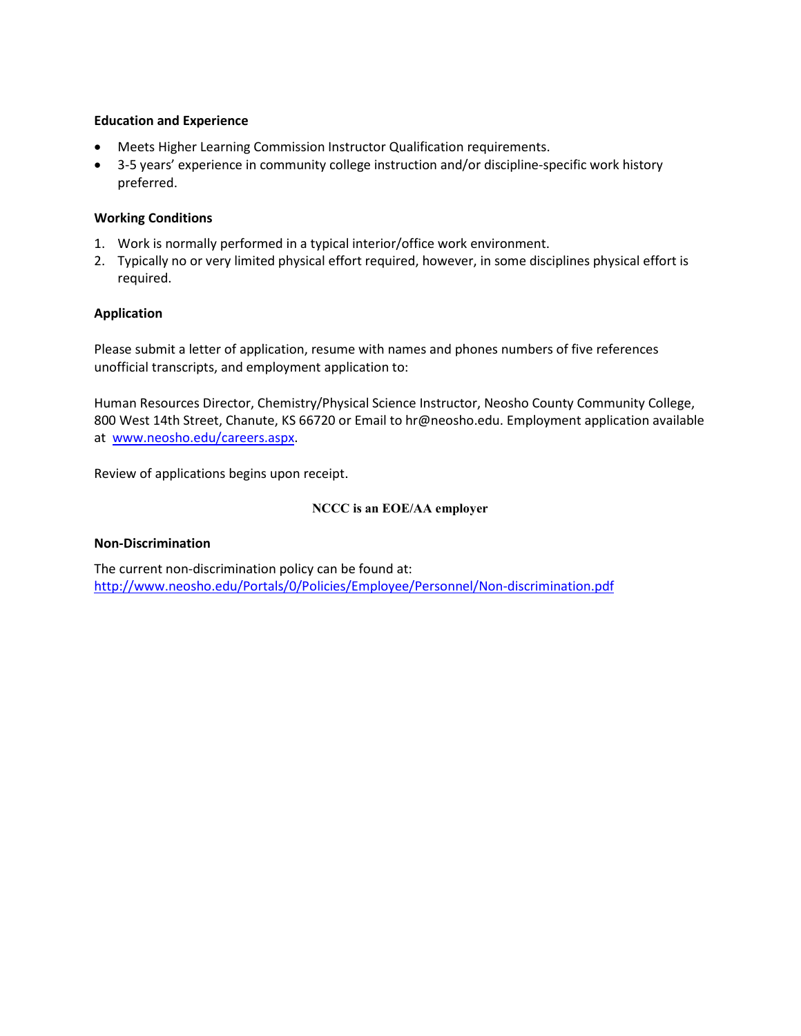**Education and Experience**

- Meets Higher Learning Commission Instructor Qualification requirements.
- 3-5 years' experience in community college instruction and/or discipline-specific work history preferred.

**Working Conditions**

1. Work is normally performed in a typical interior/office work environment.
2. Typically no or very limited physical effort required, however, in some disciplines physical effort is required.

**Application**

Please submit a letter of application, resume with names and phones numbers of five references unofficial transcripts, and employment application to:

Human Resources Director, Chemistry/Physical Science Instructor, Neosho County Community College, 800 West 14th Street, Chanute, KS 66720 or Email to hr@neosho.edu. Employment application available at [www.neosho.edu/careers.aspx](www.neosho.edu/careers.aspx).

Review of applications begins upon receipt.

**NCCC is an EOE/AA employer**

**Non-Discrimination**

The current non-discrimination policy can be found at:
[http://www.neosho.edu/Portals/0/Policies/Employee/Personnel/Non-discrimination.pdf](http://www.neosho.edu/Portals/0/Policies/Employee/Personnel/Non-discrimination.pdf)